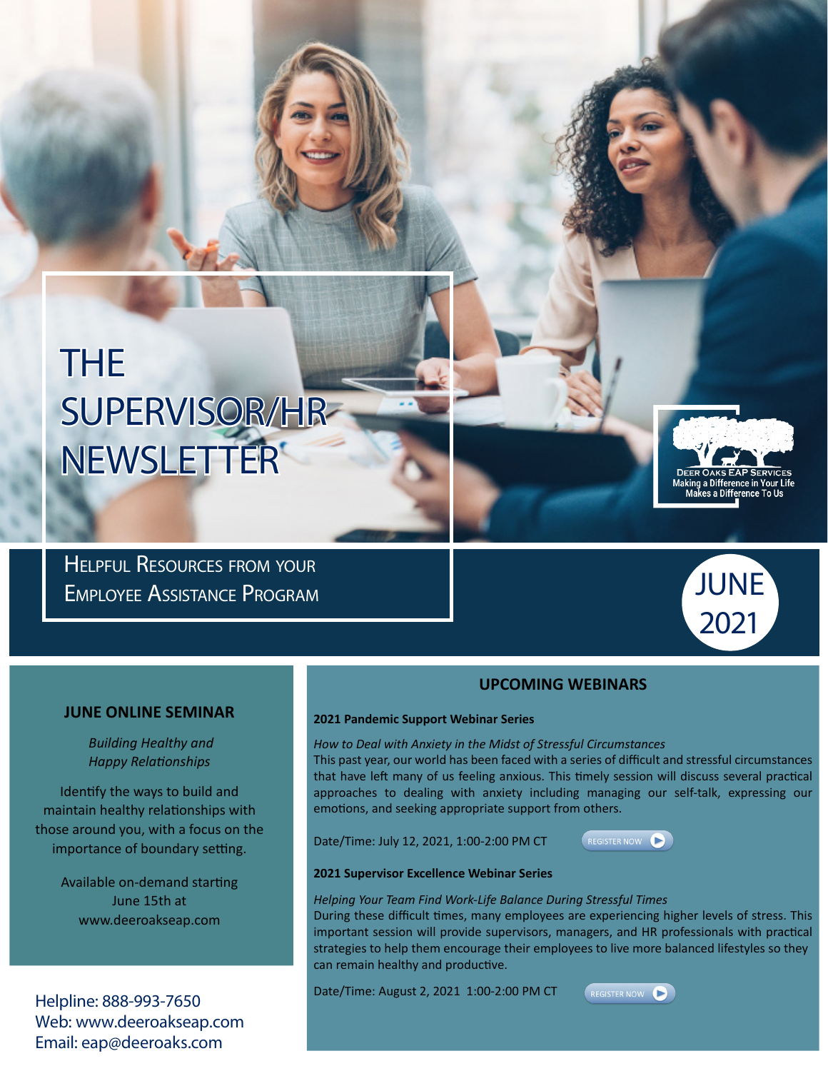# THE SUPERVISOR/HR NEWSLETTER

DEER OAKS EAP SERVICES
Making a Difference in Your Life
Makes a Difference To Us

Helpful Resources from your Employee Assistance Program

JUNE 2021

## JUNE ONLINE SEMINAR

*Building Healthy and Happy Relationships*

Identify the ways to build and maintain healthy relationships with those around you, with a focus on the importance of boundary setting.

Available on-demand starting June 15th at www.deeroakseap.com

Helpline: 888-993-7650
Web: www.deeroakseap.com
Email: eap@deeroaks.com

## UPCOMING WEBINARS

**2021 Pandemic Support Webinar Series**

*How to Deal with Anxiety in the Midst of Stressful Circumstances*
This past year, our world has been faced with a series of difficult and stressful circumstances that have left many of us feeling anxious. This timely session will discuss several practical approaches to dealing with anxiety including managing our self-talk, expressing our emotions, and seeking appropriate support from others.

Date/Time: July 12, 2021, 1:00-2:00 PM CT

REGISTER NOW

**2021 Supervisor Excellence Webinar Series**

*Helping Your Team Find Work-Life Balance During Stressful Times*
During these difficult times, many employees are experiencing higher levels of stress. This important session will provide supervisors, managers, and HR professionals with practical strategies to help them encourage their employees to live more balanced lifestyles so they can remain healthy and productive.

Date/Time: August 2, 2021 1:00-2:00 PM CT

REGISTER NOW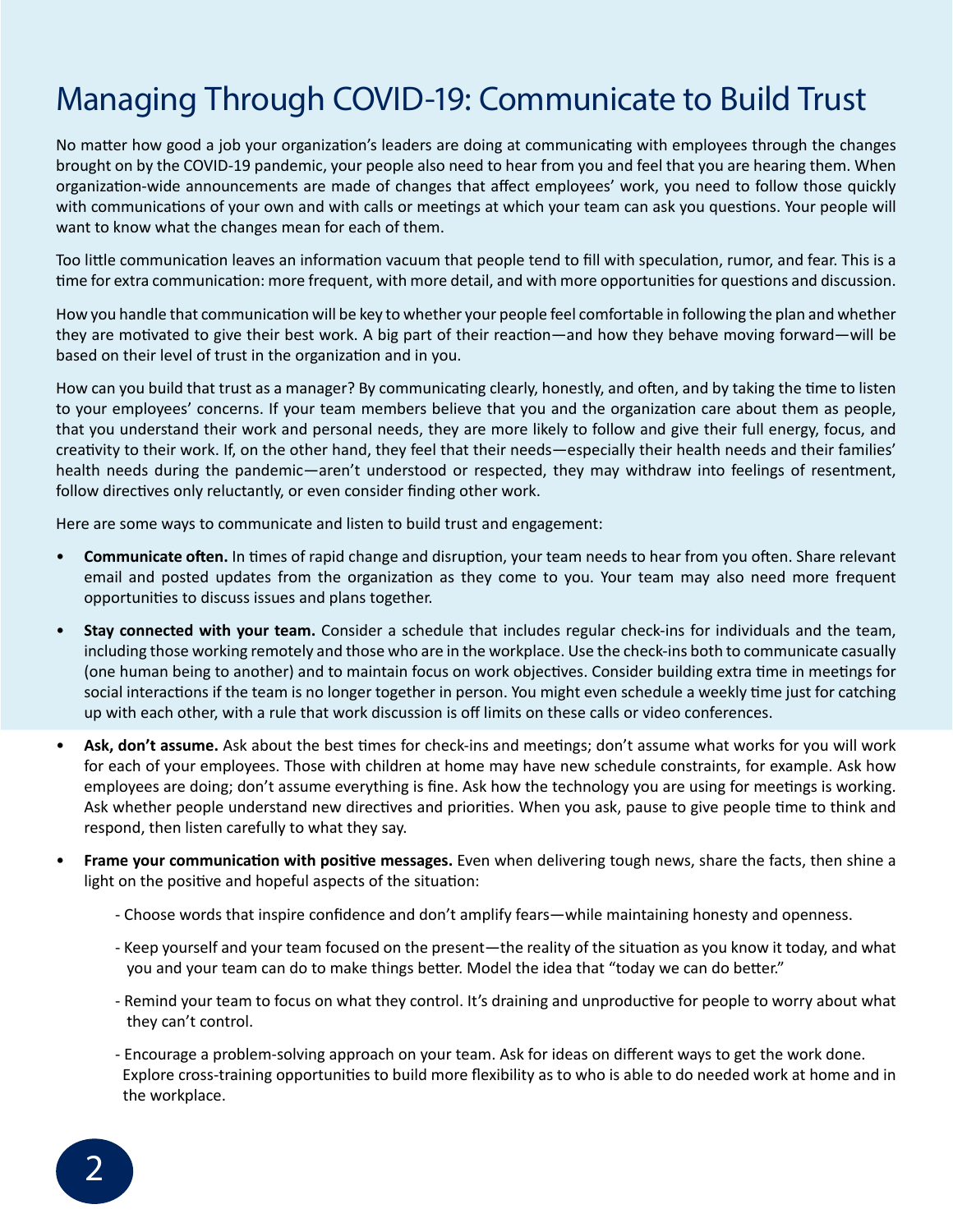# Managing Through COVID-19: Communicate to Build Trust

No matter how good a job your organization's leaders are doing at communicating with employees through the changes brought on by the COVID-19 pandemic, your people also need to hear from you and feel that you are hearing them. When organization-wide announcements are made of changes that affect employees' work, you need to follow those quickly with communications of your own and with calls or meetings at which your team can ask you questions. Your people will want to know what the changes mean for each of them.

Too little communication leaves an information vacuum that people tend to fill with speculation, rumor, and fear. This is a time for extra communication: more frequent, with more detail, and with more opportunities for questions and discussion.

How you handle that communication will be key to whether your people feel comfortable in following the plan and whether they are motivated to give their best work. A big part of their reaction—and how they behave moving forward—will be based on their level of trust in the organization and in you.

How can you build that trust as a manager? By communicating clearly, honestly, and often, and by taking the time to listen to your employees' concerns. If your team members believe that you and the organization care about them as people, that you understand their work and personal needs, they are more likely to follow and give their full energy, focus, and creativity to their work. If, on the other hand, they feel that their needs—especially their health needs and their families' health needs during the pandemic—aren't understood or respected, they may withdraw into feelings of resentment, follow directives only reluctantly, or even consider finding other work.

Here are some ways to communicate and listen to build trust and engagement:

- **Communicate often.** In times of rapid change and disruption, your team needs to hear from you often. Share relevant email and posted updates from the organization as they come to you. Your team may also need more frequent opportunities to discuss issues and plans together.
- **Stay connected with your team.** Consider a schedule that includes regular check-ins for individuals and the team, including those working remotely and those who are in the workplace. Use the check-ins both to communicate casually (one human being to another) and to maintain focus on work objectives. Consider building extra time in meetings for social interactions if the team is no longer together in person. You might even schedule a weekly time just for catching up with each other, with a rule that work discussion is off limits on these calls or video conferences.
- **Ask, don't assume.** Ask about the best times for check-ins and meetings; don't assume what works for you will work for each of your employees. Those with children at home may have new schedule constraints, for example. Ask how employees are doing; don't assume everything is fine. Ask how the technology you are using for meetings is working. Ask whether people understand new directives and priorities. When you ask, pause to give people time to think and respond, then listen carefully to what they say.
- **Frame your communication with positive messages.** Even when delivering tough news, share the facts, then shine a light on the positive and hopeful aspects of the situation:
  - Choose words that inspire confidence and don't amplify fears—while maintaining honesty and openness.
  - Keep yourself and your team focused on the present—the reality of the situation as you know it today, and what you and your team can do to make things better. Model the idea that "today we can do better."
  - Remind your team to focus on what they control. It's draining and unproductive for people to worry about what they can't control.
  - Encourage a problem-solving approach on your team. Ask for ideas on different ways to get the work done. Explore cross-training opportunities to build more flexibility as to who is able to do needed work at home and in the workplace.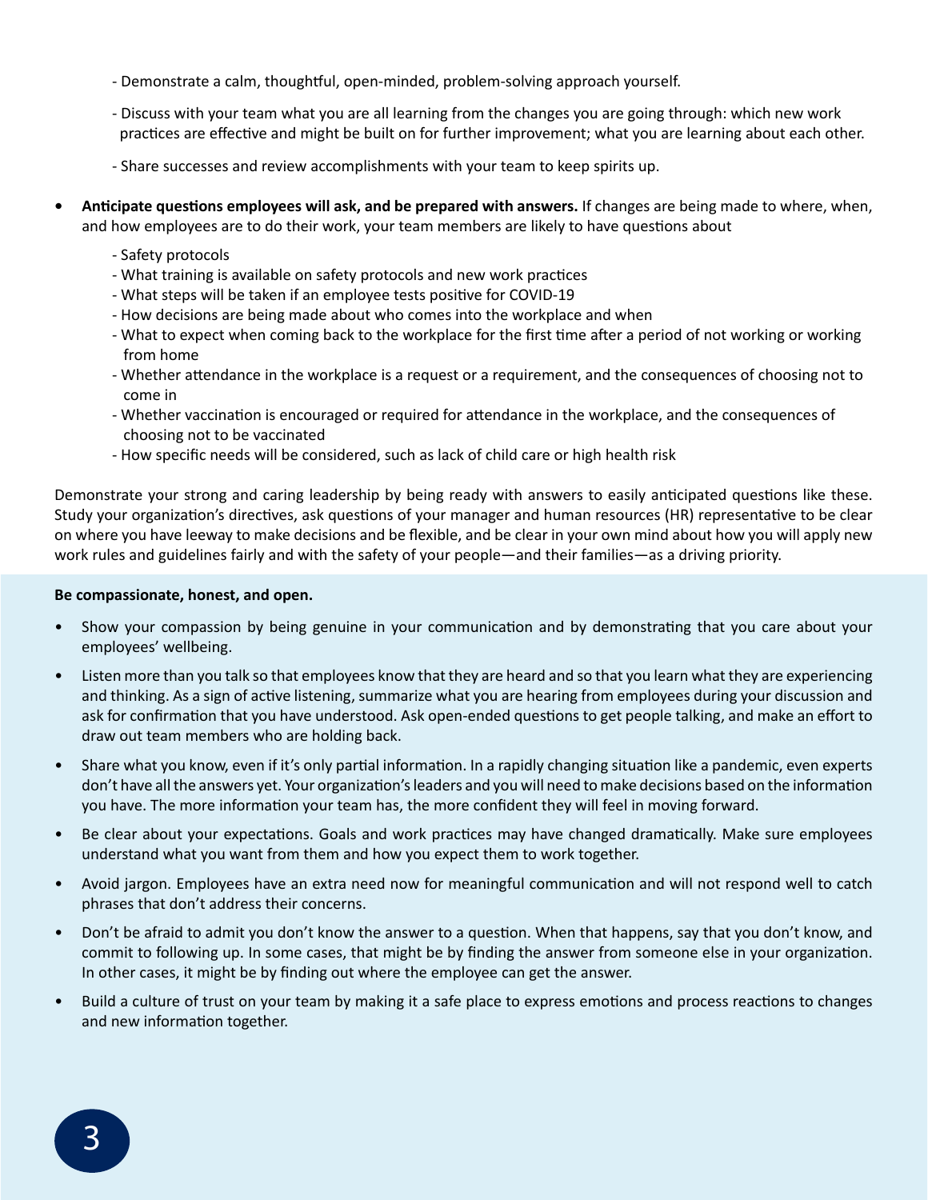- Demonstrate a calm, thoughtful, open-minded, problem-solving approach yourself.
- Discuss with your team what you are all learning from the changes you are going through: which new work practices are effective and might be built on for further improvement; what you are learning about each other.
- Share successes and review accomplishments with your team to keep spirits up.

- **Anticipate questions employees will ask, and be prepared with answers.** If changes are being made to where, when, and how employees are to do their work, your team members are likely to have questions about
  - Safety protocols
  - What training is available on safety protocols and new work practices
  - What steps will be taken if an employee tests positive for COVID-19
  - How decisions are being made about who comes into the workplace and when
  - What to expect when coming back to the workplace for the first time after a period of not working or working from home
  - Whether attendance in the workplace is a request or a requirement, and the consequences of choosing not to come in
  - Whether vaccination is encouraged or required for attendance in the workplace, and the consequences of choosing not to be vaccinated
  - How specific needs will be considered, such as lack of child care or high health risk

Demonstrate your strong and caring leadership by being ready with answers to easily anticipated questions like these. Study your organization's directives, ask questions of your manager and human resources (HR) representative to be clear on where you have leeway to make decisions and be flexible, and be clear in your own mind about how you will apply new work rules and guidelines fairly and with the safety of your people—and their families—as a driving priority.

**Be compassionate, honest, and open.**

- Show your compassion by being genuine in your communication and by demonstrating that you care about your employees' wellbeing.
- Listen more than you talk so that employees know that they are heard and so that you learn what they are experiencing and thinking. As a sign of active listening, summarize what you are hearing from employees during your discussion and ask for confirmation that you have understood. Ask open-ended questions to get people talking, and make an effort to draw out team members who are holding back.
- Share what you know, even if it's only partial information. In a rapidly changing situation like a pandemic, even experts don't have all the answers yet. Your organization's leaders and you will need to make decisions based on the information you have. The more information your team has, the more confident they will feel in moving forward.
- Be clear about your expectations. Goals and work practices may have changed dramatically. Make sure employees understand what you want from them and how you expect them to work together.
- Avoid jargon. Employees have an extra need now for meaningful communication and will not respond well to catch phrases that don't address their concerns.
- Don't be afraid to admit you don't know the answer to a question. When that happens, say that you don't know, and commit to following up. In some cases, that might be by finding the answer from someone else in your organization. In other cases, it might be by finding out where the employee can get the answer.
- Build a culture of trust on your team by making it a safe place to express emotions and process reactions to changes and new information together.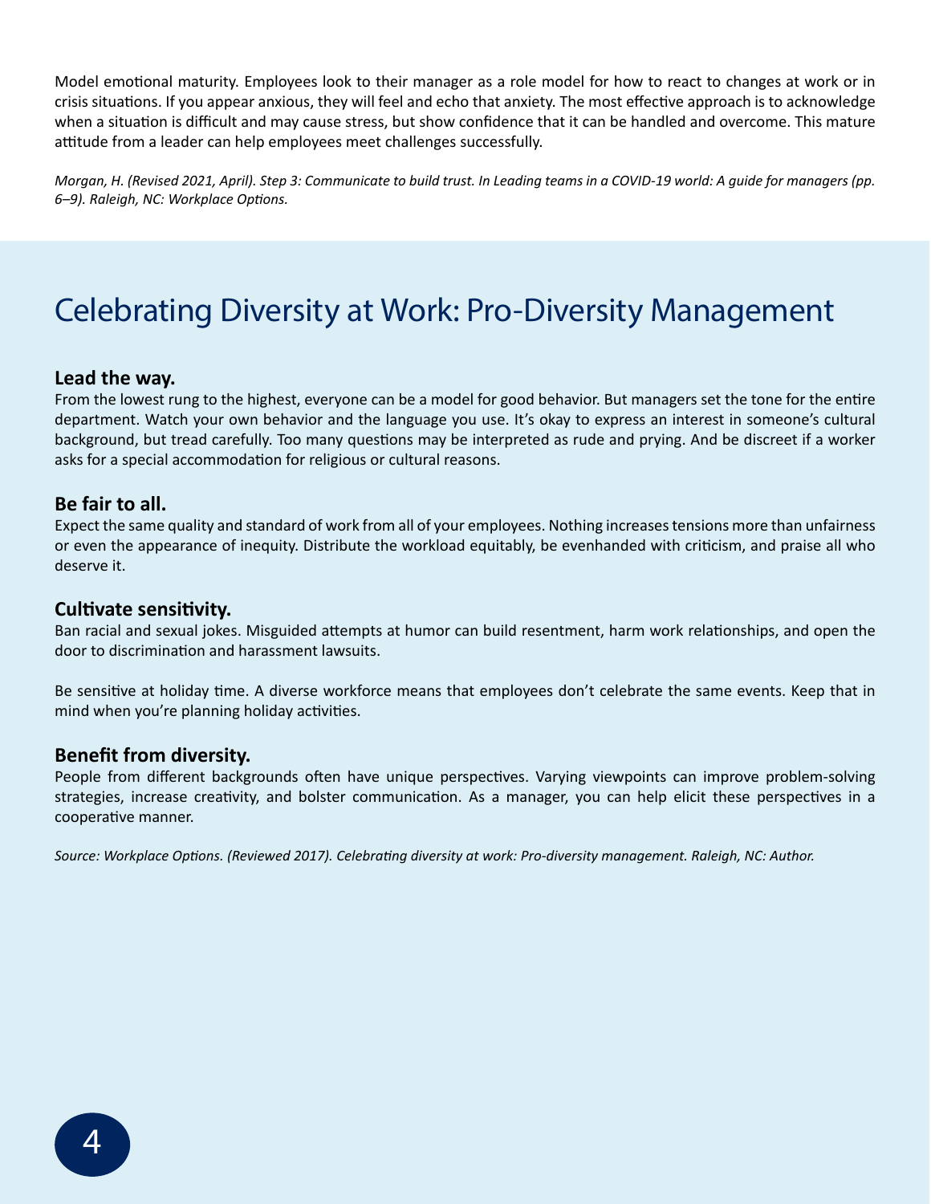Model emotional maturity. Employees look to their manager as a role model for how to react to changes at work or in crisis situations. If you appear anxious, they will feel and echo that anxiety. The most effective approach is to acknowledge when a situation is difficult and may cause stress, but show confidence that it can be handled and overcome. This mature attitude from a leader can help employees meet challenges successfully.

*Morgan, H. (Revised 2021, April). Step 3: Communicate to build trust. In Leading teams in a COVID-19 world: A guide for managers (pp. 6–9). Raleigh, NC: Workplace Options.*

# Celebrating Diversity at Work: Pro-Diversity Management

### Lead the way.

From the lowest rung to the highest, everyone can be a model for good behavior. But managers set the tone for the entire department. Watch your own behavior and the language you use. It's okay to express an interest in someone's cultural background, but tread carefully. Too many questions may be interpreted as rude and prying. And be discreet if a worker asks for a special accommodation for religious or cultural reasons.

### Be fair to all.

Expect the same quality and standard of work from all of your employees. Nothing increases tensions more than unfairness or even the appearance of inequity. Distribute the workload equitably, be evenhanded with criticism, and praise all who deserve it.

### Cultivate sensitivity.

Ban racial and sexual jokes. Misguided attempts at humor can build resentment, harm work relationships, and open the door to discrimination and harassment lawsuits.

Be sensitive at holiday time. A diverse workforce means that employees don't celebrate the same events. Keep that in mind when you're planning holiday activities.

### Benefit from diversity.

People from different backgrounds often have unique perspectives. Varying viewpoints can improve problem-solving strategies, increase creativity, and bolster communication. As a manager, you can help elicit these perspectives in a cooperative manner.

*Source: Workplace Options. (Reviewed 2017). Celebrating diversity at work: Pro-diversity management. Raleigh, NC: Author.*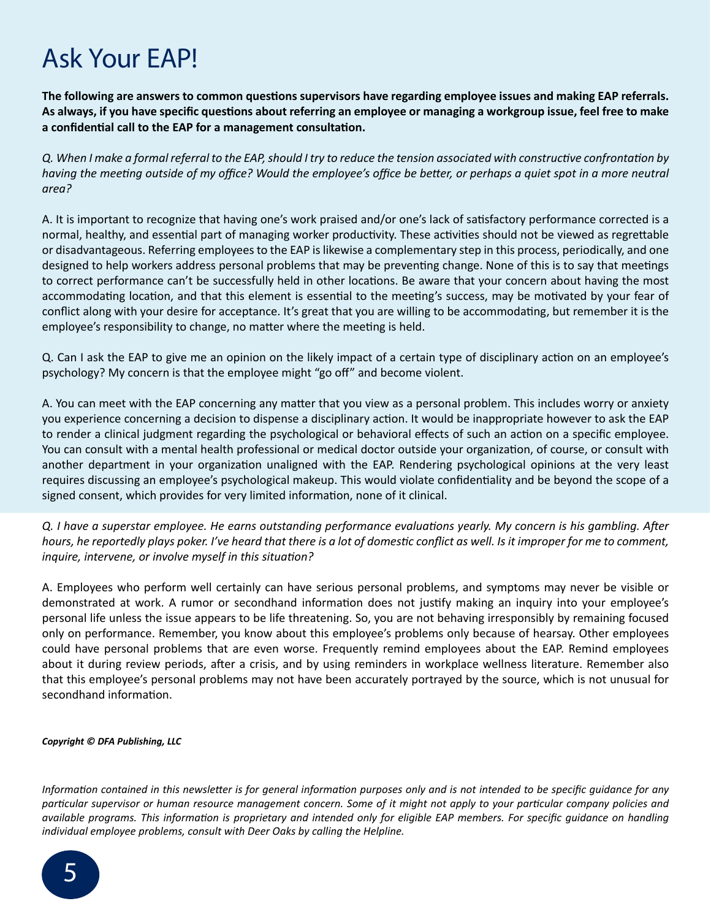# Ask Your EAP!

**The following are answers to common questions supervisors have regarding employee issues and making EAP referrals. As always, if you have specific questions about referring an employee or managing a workgroup issue, feel free to make a confidential call to the EAP for a management consultation.**

*Q. When I make a formal referral to the EAP, should I try to reduce the tension associated with constructive confrontation by having the meeting outside of my office? Would the employee's office be better, or perhaps a quiet spot in a more neutral area?*

A. It is important to recognize that having one's work praised and/or one's lack of satisfactory performance corrected is a normal, healthy, and essential part of managing worker productivity. These activities should not be viewed as regrettable or disadvantageous. Referring employees to the EAP is likewise a complementary step in this process, periodically, and one designed to help workers address personal problems that may be preventing change. None of this is to say that meetings to correct performance can't be successfully held in other locations. Be aware that your concern about having the most accommodating location, and that this element is essential to the meeting's success, may be motivated by your fear of conflict along with your desire for acceptance. It's great that you are willing to be accommodating, but remember it is the employee's responsibility to change, no matter where the meeting is held.

Q. Can I ask the EAP to give me an opinion on the likely impact of a certain type of disciplinary action on an employee's psychology? My concern is that the employee might "go off" and become violent.

A. You can meet with the EAP concerning any matter that you view as a personal problem. This includes worry or anxiety you experience concerning a decision to dispense a disciplinary action. It would be inappropriate however to ask the EAP to render a clinical judgment regarding the psychological or behavioral effects of such an action on a specific employee. You can consult with a mental health professional or medical doctor outside your organization, of course, or consult with another department in your organization unaligned with the EAP. Rendering psychological opinions at the very least requires discussing an employee's psychological makeup. This would violate confidentiality and be beyond the scope of a signed consent, which provides for very limited information, none of it clinical.

*Q. I have a superstar employee. He earns outstanding performance evaluations yearly. My concern is his gambling. After hours, he reportedly plays poker. I've heard that there is a lot of domestic conflict as well. Is it improper for me to comment, inquire, intervene, or involve myself in this situation?*

A. Employees who perform well certainly can have serious personal problems, and symptoms may never be visible or demonstrated at work. A rumor or secondhand information does not justify making an inquiry into your employee's personal life unless the issue appears to be life threatening. So, you are not behaving irresponsibly by remaining focused only on performance. Remember, you know about this employee's problems only because of hearsay. Other employees could have personal problems that are even worse. Frequently remind employees about the EAP. Remind employees about it during review periods, after a crisis, and by using reminders in workplace wellness literature. Remember also that this employee's personal problems may not have been accurately portrayed by the source, which is not unusual for secondhand information.

***Copyright © DFA Publishing, LLC***

*Information contained in this newsletter is for general information purposes only and is not intended to be specific guidance for any particular supervisor or human resource management concern. Some of it might not apply to your particular company policies and available programs. This information is proprietary and intended only for eligible EAP members. For specific guidance on handling individual employee problems, consult with Deer Oaks by calling the Helpline.*